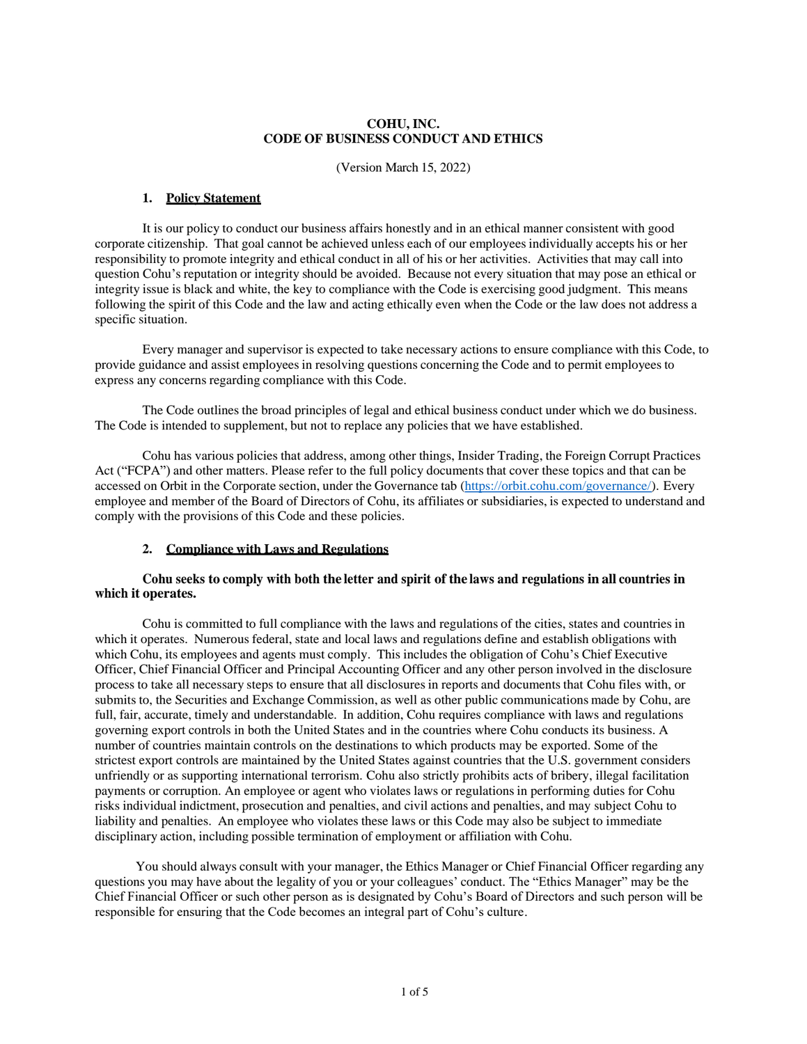# COHU, INC.
# CODE OF BUSINESS CONDUCT AND ETHICS

(Version March 15, 2022)

## 1. Policy Statement

It is our policy to conduct our business affairs honestly and in an ethical manner consistent with good corporate citizenship. That goal cannot be achieved unless each of our employees individually accepts his or her responsibility to promote integrity and ethical conduct in all of his or her activities. Activities that may call into question Cohu's reputation or integrity should be avoided. Because not every situation that may pose an ethical or integrity issue is black and white, the key to compliance with the Code is exercising good judgment. This means following the spirit of this Code and the law and acting ethically even when the Code or the law does not address a specific situation.

Every manager and supervisor is expected to take necessary actions to ensure compliance with this Code, to provide guidance and assist employees in resolving questions concerning the Code and to permit employees to express any concerns regarding compliance with this Code.

The Code outlines the broad principles of legal and ethical business conduct under which we do business. The Code is intended to supplement, but not to replace any policies that we have established.

Cohu has various policies that address, among other things, Insider Trading, the Foreign Corrupt Practices Act ("FCPA") and other matters. Please refer to the full policy documents that cover these topics and that can be accessed on Orbit in the Corporate section, under the Governance tab (https://orbit.cohu.com/governance/). Every employee and member of the Board of Directors of Cohu, its affiliates or subsidiaries, is expected to understand and comply with the provisions of this Code and these policies.

## 2. Compliance with Laws and Regulations

**Cohu seeks to comply with both the letter and spirit of the laws and regulations in all countries in which it operates.**

Cohu is committed to full compliance with the laws and regulations of the cities, states and countries in which it operates. Numerous federal, state and local laws and regulations define and establish obligations with which Cohu, its employees and agents must comply. This includes the obligation of Cohu's Chief Executive Officer, Chief Financial Officer and Principal Accounting Officer and any other person involved in the disclosure process to take all necessary steps to ensure that all disclosures in reports and documents that Cohu files with, or submits to, the Securities and Exchange Commission, as well as other public communications made by Cohu, are full, fair, accurate, timely and understandable. In addition, Cohu requires compliance with laws and regulations governing export controls in both the United States and in the countries where Cohu conducts its business. A number of countries maintain controls on the destinations to which products may be exported. Some of the strictest export controls are maintained by the United States against countries that the U.S. government considers unfriendly or as supporting international terrorism. Cohu also strictly prohibits acts of bribery, illegal facilitation payments or corruption. An employee or agent who violates laws or regulations in performing duties for Cohu risks individual indictment, prosecution and penalties, and civil actions and penalties, and may subject Cohu to liability and penalties. An employee who violates these laws or this Code may also be subject to immediate disciplinary action, including possible termination of employment or affiliation with Cohu.

You should always consult with your manager, the Ethics Manager or Chief Financial Officer regarding any questions you may have about the legality of you or your colleagues' conduct. The "Ethics Manager" may be the Chief Financial Officer or such other person as is designated by Cohu's Board of Directors and such person will be responsible for ensuring that the Code becomes an integral part of Cohu's culture.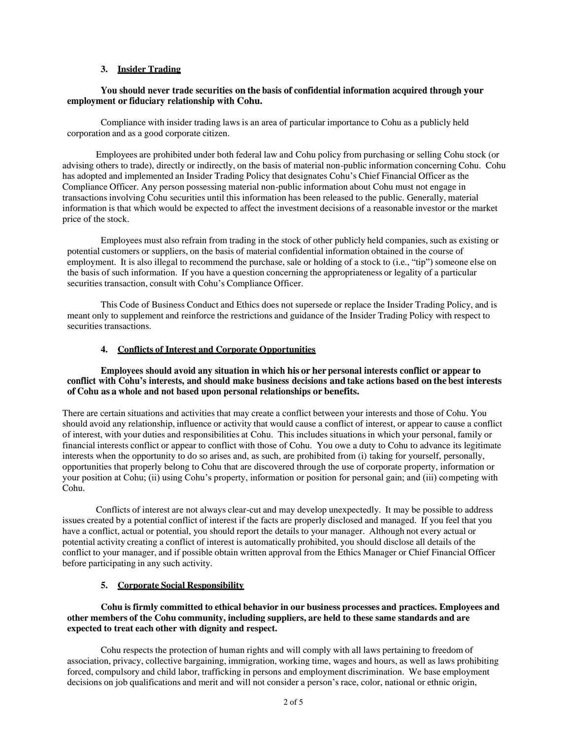### 3. Insider Trading

**You should never trade securities on the basis of confidential information acquired through your employment or fiduciary relationship with Cohu.**

Compliance with insider trading laws is an area of particular importance to Cohu as a publicly held corporation and as a good corporate citizen.

Employees are prohibited under both federal law and Cohu policy from purchasing or selling Cohu stock (or advising others to trade), directly or indirectly, on the basis of material non-public information concerning Cohu. Cohu has adopted and implemented an Insider Trading Policy that designates Cohu's Chief Financial Officer as the Compliance Officer. Any person possessing material non-public information about Cohu must not engage in transactions involving Cohu securities until this information has been released to the public. Generally, material information is that which would be expected to affect the investment decisions of a reasonable investor or the market price of the stock.

Employees must also refrain from trading in the stock of other publicly held companies, such as existing or potential customers or suppliers, on the basis of material confidential information obtained in the course of employment. It is also illegal to recommend the purchase, sale or holding of a stock to (i.e., "tip") someone else on the basis of such information. If you have a question concerning the appropriateness or legality of a particular securities transaction, consult with Cohu's Compliance Officer.

This Code of Business Conduct and Ethics does not supersede or replace the Insider Trading Policy, and is meant only to supplement and reinforce the restrictions and guidance of the Insider Trading Policy with respect to securities transactions.

### 4. Conflicts of Interest and Corporate Opportunities

**Employees should avoid any situation in which his or her personal interests conflict or appear to conflict with Cohu's interests, and should make business decisions and take actions based on the best interests of Cohu as a whole and not based upon personal relationships or benefits.**

There are certain situations and activities that may create a conflict between your interests and those of Cohu. You should avoid any relationship, influence or activity that would cause a conflict of interest, or appear to cause a conflict of interest, with your duties and responsibilities at Cohu. This includes situations in which your personal, family or financial interests conflict or appear to conflict with those of Cohu. You owe a duty to Cohu to advance its legitimate interests when the opportunity to do so arises and, as such, are prohibited from (i) taking for yourself, personally, opportunities that properly belong to Cohu that are discovered through the use of corporate property, information or your position at Cohu; (ii) using Cohu's property, information or position for personal gain; and (iii) competing with Cohu.

Conflicts of interest are not always clear-cut and may develop unexpectedly. It may be possible to address issues created by a potential conflict of interest if the facts are properly disclosed and managed. If you feel that you have a conflict, actual or potential, you should report the details to your manager. Although not every actual or potential activity creating a conflict of interest is automatically prohibited, you should disclose all details of the conflict to your manager, and if possible obtain written approval from the Ethics Manager or Chief Financial Officer before participating in any such activity.

### 5. Corporate Social Responsibility

**Cohu is firmly committed to ethical behavior in our business processes and practices. Employees and other members of the Cohu community, including suppliers, are held to these same standards and are expected to treat each other with dignity and respect.**

Cohu respects the protection of human rights and will comply with all laws pertaining to freedom of association, privacy, collective bargaining, immigration, working time, wages and hours, as well as laws prohibiting forced, compulsory and child labor, trafficking in persons and employment discrimination. We base employment decisions on job qualifications and merit and will not consider a person's race, color, national or ethnic origin,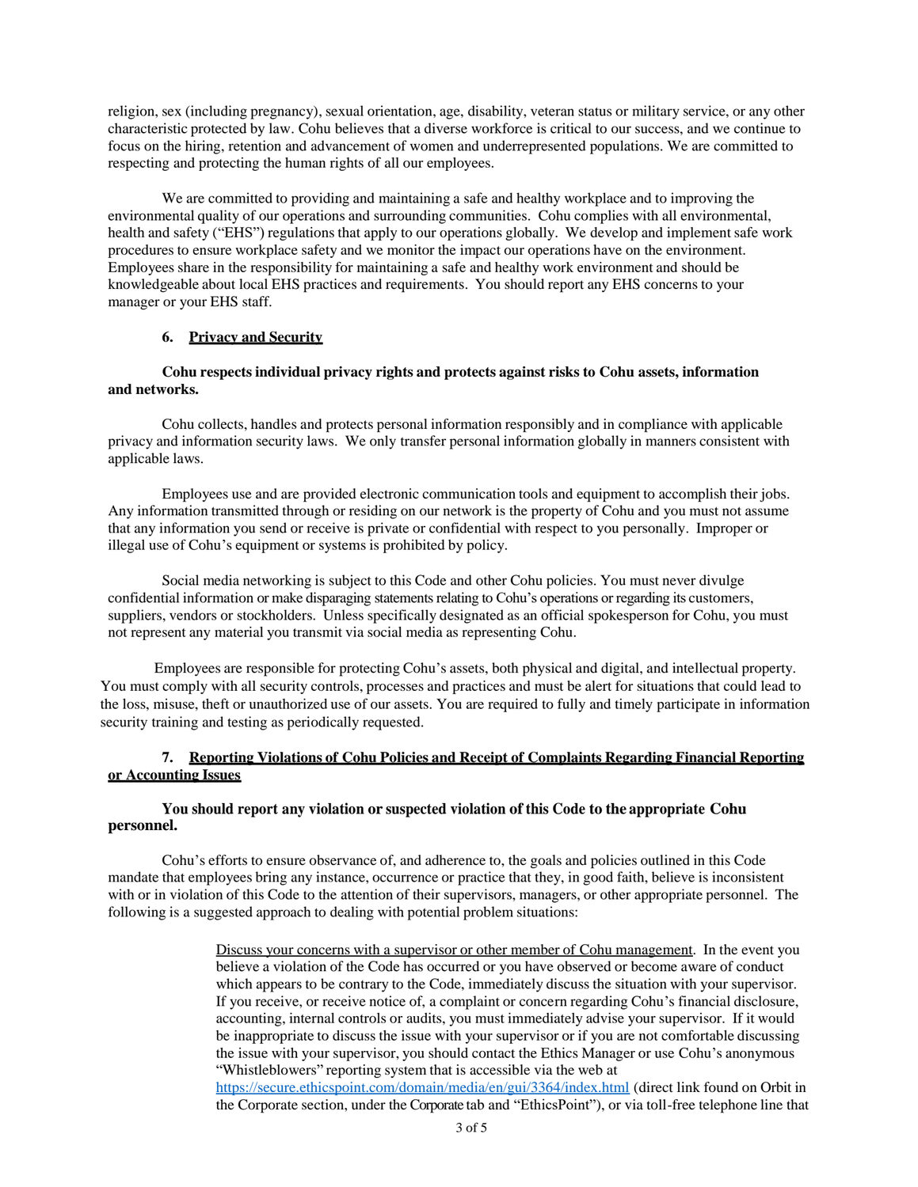religion, sex (including pregnancy), sexual orientation, age, disability, veteran status or military service, or any other characteristic protected by law. Cohu believes that a diverse workforce is critical to our success, and we continue to focus on the hiring, retention and advancement of women and underrepresented populations. We are committed to respecting and protecting the human rights of all our employees.

We are committed to providing and maintaining a safe and healthy workplace and to improving the environmental quality of our operations and surrounding communities. Cohu complies with all environmental, health and safety ("EHS") regulations that apply to our operations globally. We develop and implement safe work procedures to ensure workplace safety and we monitor the impact our operations have on the environment. Employees share in the responsibility for maintaining a safe and healthy work environment and should be knowledgeable about local EHS practices and requirements. You should report any EHS concerns to your manager or your EHS staff.

### 6. Privacy and Security

**Cohu respects individual privacy rights and protects against risks to Cohu assets, information and networks.**

Cohu collects, handles and protects personal information responsibly and in compliance with applicable privacy and information security laws. We only transfer personal information globally in manners consistent with applicable laws.

Employees use and are provided electronic communication tools and equipment to accomplish their jobs. Any information transmitted through or residing on our network is the property of Cohu and you must not assume that any information you send or receive is private or confidential with respect to you personally. Improper or illegal use of Cohu's equipment or systems is prohibited by policy.

Social media networking is subject to this Code and other Cohu policies. You must never divulge confidential information or make disparaging statements relating to Cohu's operations or regarding its customers, suppliers, vendors or stockholders. Unless specifically designated as an official spokesperson for Cohu, you must not represent any material you transmit via social media as representing Cohu.

Employees are responsible for protecting Cohu's assets, both physical and digital, and intellectual property. You must comply with all security controls, processes and practices and must be alert for situations that could lead to the loss, misuse, theft or unauthorized use of our assets. You are required to fully and timely participate in information security training and testing as periodically requested.

### 7. Reporting Violations of Cohu Policies and Receipt of Complaints Regarding Financial Reporting or Accounting Issues

**You should report any violation or suspected violation of this Code to the appropriate Cohu personnel.**

Cohu's efforts to ensure observance of, and adherence to, the goals and policies outlined in this Code mandate that employees bring any instance, occurrence or practice that they, in good faith, believe is inconsistent with or in violation of this Code to the attention of their supervisors, managers, or other appropriate personnel. The following is a suggested approach to dealing with potential problem situations:

> Discuss your concerns with a supervisor or other member of Cohu management. In the event you believe a violation of the Code has occurred or you have observed or become aware of conduct which appears to be contrary to the Code, immediately discuss the situation with your supervisor. If you receive, or receive notice of, a complaint or concern regarding Cohu's financial disclosure, accounting, internal controls or audits, you must immediately advise your supervisor. If it would be inappropriate to discuss the issue with your supervisor or if you are not comfortable discussing the issue with your supervisor, you should contact the Ethics Manager or use Cohu's anonymous "Whistleblowers" reporting system that is accessible via the web at https://secure.ethicspoint.com/domain/media/en/gui/3364/index.html (direct link found on Orbit in the Corporate section, under the Corporate tab and "EthicsPoint"), or via toll-free telephone line that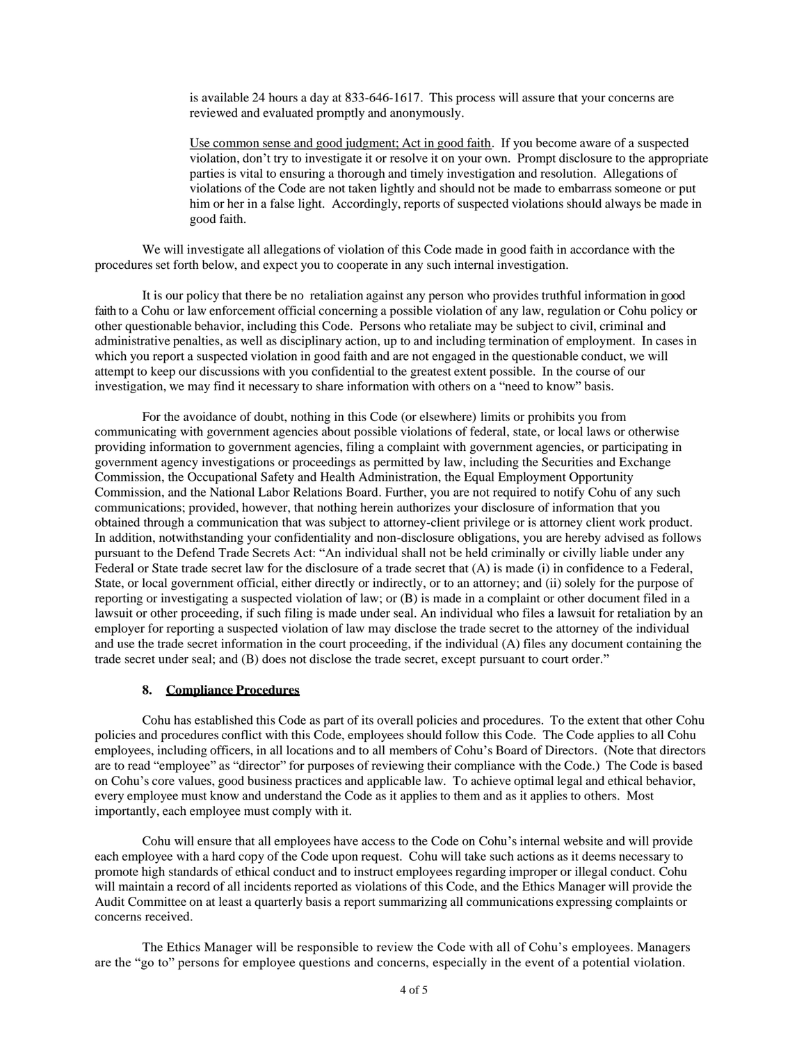is available 24 hours a day at 833-646-1617. This process will assure that your concerns are reviewed and evaluated promptly and anonymously.

Use common sense and good judgment; Act in good faith. If you become aware of a suspected violation, don't try to investigate it or resolve it on your own. Prompt disclosure to the appropriate parties is vital to ensuring a thorough and timely investigation and resolution. Allegations of violations of the Code are not taken lightly and should not be made to embarrass someone or put him or her in a false light. Accordingly, reports of suspected violations should always be made in good faith.

We will investigate all allegations of violation of this Code made in good faith in accordance with the procedures set forth below, and expect you to cooperate in any such internal investigation.

It is our policy that there be no retaliation against any person who provides truthful information in good faith to a Cohu or law enforcement official concerning a possible violation of any law, regulation or Cohu policy or other questionable behavior, including this Code. Persons who retaliate may be subject to civil, criminal and administrative penalties, as well as disciplinary action, up to and including termination of employment. In cases in which you report a suspected violation in good faith and are not engaged in the questionable conduct, we will attempt to keep our discussions with you confidential to the greatest extent possible. In the course of our investigation, we may find it necessary to share information with others on a "need to know" basis.

For the avoidance of doubt, nothing in this Code (or elsewhere) limits or prohibits you from communicating with government agencies about possible violations of federal, state, or local laws or otherwise providing information to government agencies, filing a complaint with government agencies, or participating in government agency investigations or proceedings as permitted by law, including the Securities and Exchange Commission, the Occupational Safety and Health Administration, the Equal Employment Opportunity Commission, and the National Labor Relations Board. Further, you are not required to notify Cohu of any such communications; provided, however, that nothing herein authorizes your disclosure of information that you obtained through a communication that was subject to attorney-client privilege or is attorney client work product. In addition, notwithstanding your confidentiality and non-disclosure obligations, you are hereby advised as follows pursuant to the Defend Trade Secrets Act: "An individual shall not be held criminally or civilly liable under any Federal or State trade secret law for the disclosure of a trade secret that (A) is made (i) in confidence to a Federal, State, or local government official, either directly or indirectly, or to an attorney; and (ii) solely for the purpose of reporting or investigating a suspected violation of law; or (B) is made in a complaint or other document filed in a lawsuit or other proceeding, if such filing is made under seal. An individual who files a lawsuit for retaliation by an employer for reporting a suspected violation of law may disclose the trade secret to the attorney of the individual and use the trade secret information in the court proceeding, if the individual (A) files any document containing the trade secret under seal; and (B) does not disclose the trade secret, except pursuant to court order."

## 8. Compliance Procedures

Cohu has established this Code as part of its overall policies and procedures. To the extent that other Cohu policies and procedures conflict with this Code, employees should follow this Code. The Code applies to all Cohu employees, including officers, in all locations and to all members of Cohu's Board of Directors. (Note that directors are to read "employee" as "director" for purposes of reviewing their compliance with the Code.) The Code is based on Cohu's core values, good business practices and applicable law. To achieve optimal legal and ethical behavior, every employee must know and understand the Code as it applies to them and as it applies to others. Most importantly, each employee must comply with it.

Cohu will ensure that all employees have access to the Code on Cohu's internal website and will provide each employee with a hard copy of the Code upon request. Cohu will take such actions as it deems necessary to promote high standards of ethical conduct and to instruct employees regarding improper or illegal conduct. Cohu will maintain a record of all incidents reported as violations of this Code, and the Ethics Manager will provide the Audit Committee on at least a quarterly basis a report summarizing all communications expressing complaints or concerns received.

The Ethics Manager will be responsible to review the Code with all of Cohu's employees. Managers are the "go to" persons for employee questions and concerns, especially in the event of a potential violation.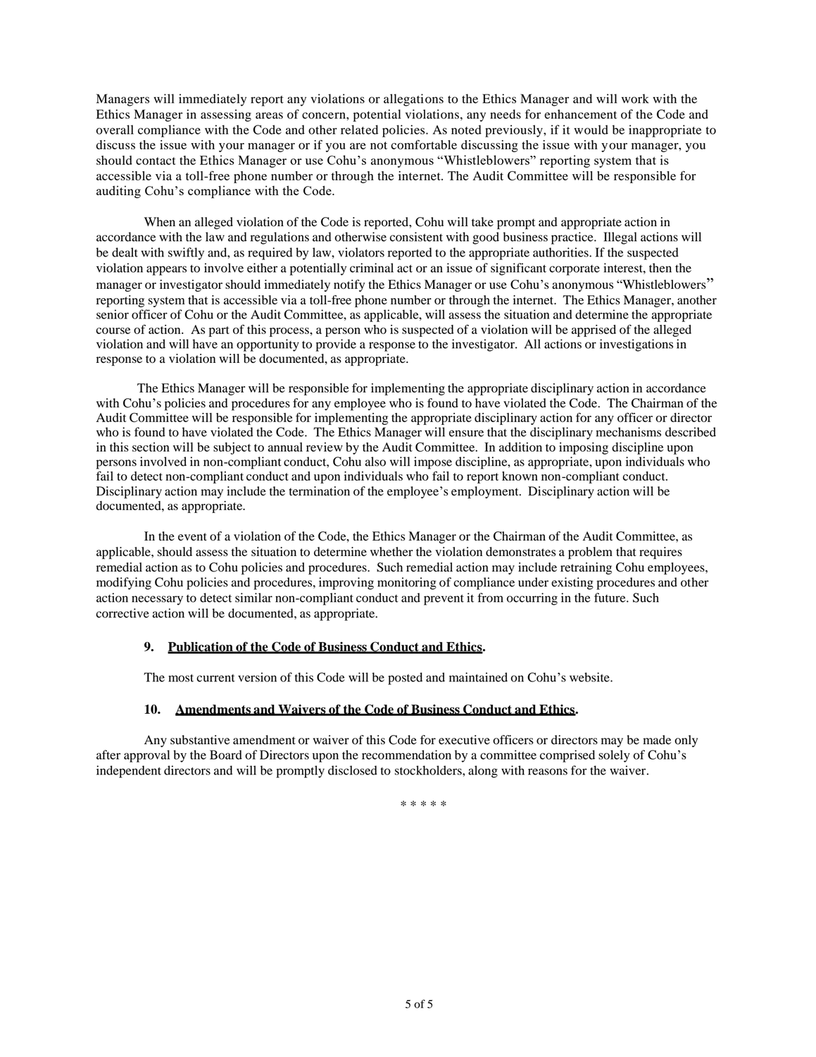Managers will immediately report any violations or allegations to the Ethics Manager and will work with the Ethics Manager in assessing areas of concern, potential violations, any needs for enhancement of the Code and overall compliance with the Code and other related policies. As noted previously, if it would be inappropriate to discuss the issue with your manager or if you are not comfortable discussing the issue with your manager, you should contact the Ethics Manager or use Cohu's anonymous "Whistleblowers" reporting system that is accessible via a toll-free phone number or through the internet. The Audit Committee will be responsible for auditing Cohu's compliance with the Code.

When an alleged violation of the Code is reported, Cohu will take prompt and appropriate action in accordance with the law and regulations and otherwise consistent with good business practice. Illegal actions will be dealt with swiftly and, as required by law, violators reported to the appropriate authorities. If the suspected violation appears to involve either a potentially criminal act or an issue of significant corporate interest, then the manager or investigator should immediately notify the Ethics Manager or use Cohu's anonymous "Whistleblowers" reporting system that is accessible via a toll-free phone number or through the internet. The Ethics Manager, another senior officer of Cohu or the Audit Committee, as applicable, will assess the situation and determine the appropriate course of action. As part of this process, a person who is suspected of a violation will be apprised of the alleged violation and will have an opportunity to provide a response to the investigator. All actions or investigations in response to a violation will be documented, as appropriate.

The Ethics Manager will be responsible for implementing the appropriate disciplinary action in accordance with Cohu's policies and procedures for any employee who is found to have violated the Code. The Chairman of the Audit Committee will be responsible for implementing the appropriate disciplinary action for any officer or director who is found to have violated the Code. The Ethics Manager will ensure that the disciplinary mechanisms described in this section will be subject to annual review by the Audit Committee. In addition to imposing discipline upon persons involved in non-compliant conduct, Cohu also will impose discipline, as appropriate, upon individuals who fail to detect non-compliant conduct and upon individuals who fail to report known non-compliant conduct. Disciplinary action may include the termination of the employee's employment. Disciplinary action will be documented, as appropriate.

In the event of a violation of the Code, the Ethics Manager or the Chairman of the Audit Committee, as applicable, should assess the situation to determine whether the violation demonstrates a problem that requires remedial action as to Cohu policies and procedures. Such remedial action may include retraining Cohu employees, modifying Cohu policies and procedures, improving monitoring of compliance under existing procedures and other action necessary to detect similar non-compliant conduct and prevent it from occurring in the future. Such corrective action will be documented, as appropriate.

### 9. Publication of the Code of Business Conduct and Ethics.

The most current version of this Code will be posted and maintained on Cohu's website.

### 10. Amendments and Waivers of the Code of Business Conduct and Ethics.

Any substantive amendment or waiver of this Code for executive officers or directors may be made only after approval by the Board of Directors upon the recommendation by a committee comprised solely of Cohu's independent directors and will be promptly disclosed to stockholders, along with reasons for the waiver.

\* \* \* \* \*